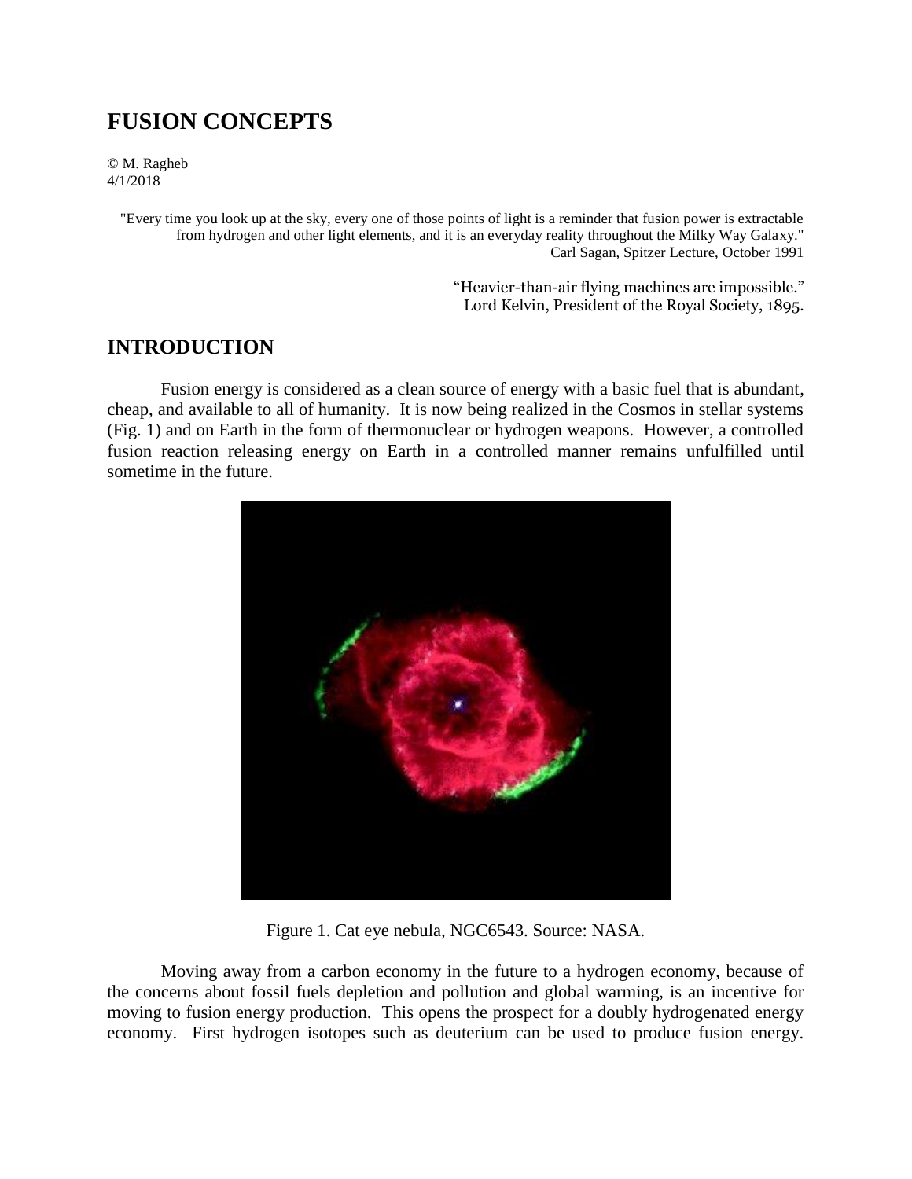# FUSION CONCEPTS

© M. Ragheb
4/1/2018

"Every time you look up at the sky, every one of those points of light is a reminder that fusion power is extractable from hydrogen and other light elements, and it is an everyday reality throughout the Milky Way Galaxy."
Carl Sagan, Spitzer Lecture, October 1991

"Heavier-than-air flying machines are impossible."
Lord Kelvin, President of the Royal Society, 1895.

## INTRODUCTION

Fusion energy is considered as a clean source of energy with a basic fuel that is abundant, cheap, and available to all of humanity. It is now being realized in the Cosmos in stellar systems (Fig. 1) and on Earth in the form of thermonuclear or hydrogen weapons. However, a controlled fusion reaction releasing energy on Earth in a controlled manner remains unfulfilled until sometime in the future.

Figure 1. Cat eye nebula, NGC6543. Source: NASA.

Moving away from a carbon economy in the future to a hydrogen economy, because of the concerns about fossil fuels depletion and pollution and global warming, is an incentive for moving to fusion energy production. This opens the prospect for a doubly hydrogenated energy economy. First hydrogen isotopes such as deuterium can be used to produce fusion energy.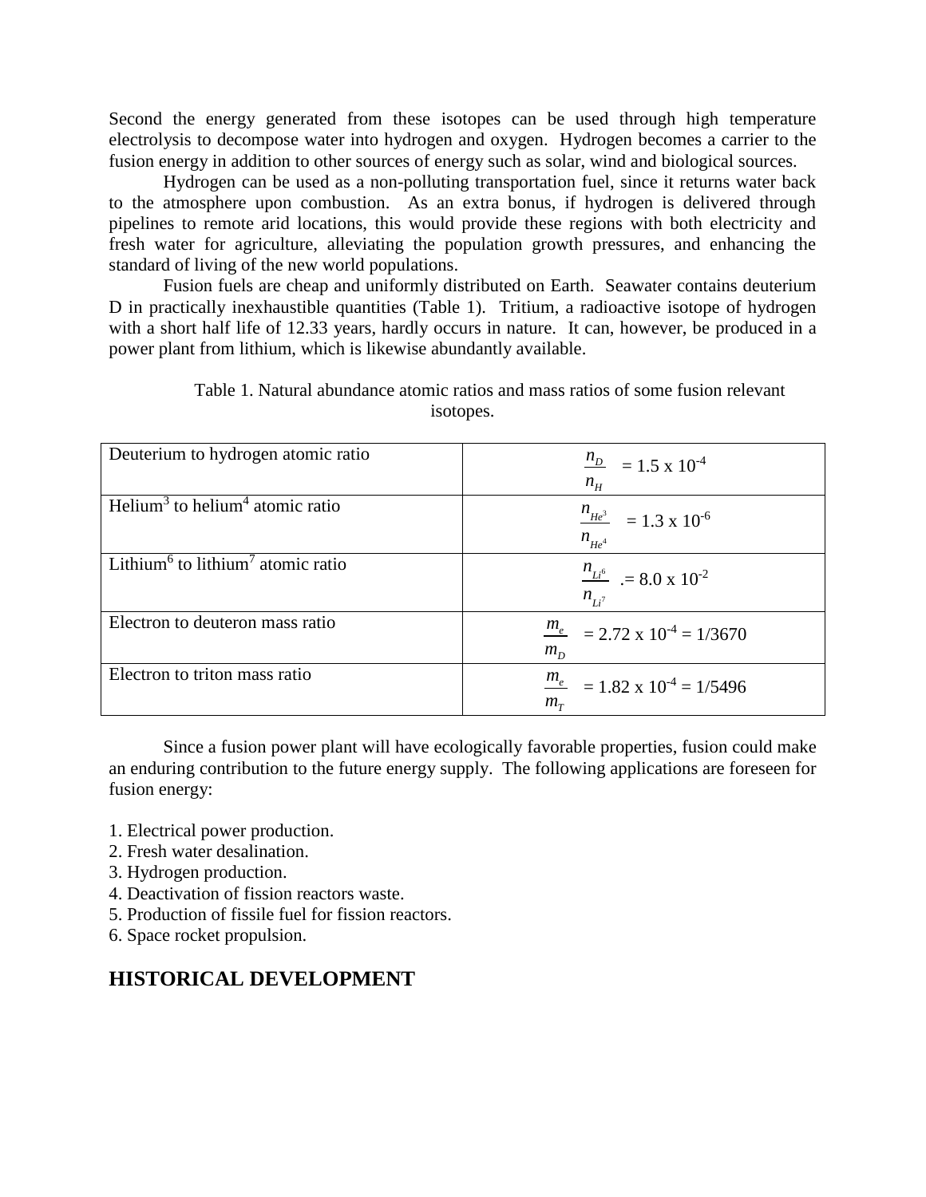Second the energy generated from these isotopes can be used through high temperature electrolysis to decompose water into hydrogen and oxygen. Hydrogen becomes a carrier to the fusion energy in addition to other sources of energy such as solar, wind and biological sources.

Hydrogen can be used as a non-polluting transportation fuel, since it returns water back to the atmosphere upon combustion. As an extra bonus, if hydrogen is delivered through pipelines to remote arid locations, this would provide these regions with both electricity and fresh water for agriculture, alleviating the population growth pressures, and enhancing the standard of living of the new world populations.

Fusion fuels are cheap and uniformly distributed on Earth. Seawater contains deuterium D in practically inexhaustible quantities (Table 1). Tritium, a radioactive isotope of hydrogen with a short half life of 12.33 years, hardly occurs in nature. It can, however, be produced in a power plant from lithium, which is likewise abundantly available.

Table 1. Natural abundance atomic ratios and mass ratios of some fusion relevant isotopes.

| | |
|---|---|
| Deuterium to hydrogen atomic ratio | $\frac{n_D}{n_H} = 1.5 \times 10^{-4}$ |
| Helium$^3$ to helium$^4$ atomic ratio | $\frac{n_{He^3}}{n_{He^4}} = 1.3 \times 10^{-6}$ |
| Lithium$^6$ to lithium$^7$ atomic ratio | $\frac{n_{Li^6}}{n_{Li^7}}$ .= $8.0 \times 10^{-2}$ |
| Electron to deuteron mass ratio | $\frac{m_e}{m_D} = 2.72 \times 10^{-4} = 1/3670$ |
| Electron to triton mass ratio | $\frac{m_e}{m_T} = 1.82 \times 10^{-4} = 1/5496$ |

Since a fusion power plant will have ecologically favorable properties, fusion could make an enduring contribution to the future energy supply. The following applications are foreseen for fusion energy:

1. Electrical power production.
2. Fresh water desalination.
3. Hydrogen production.
4. Deactivation of fission reactors waste.
5. Production of fissile fuel for fission reactors.
6. Space rocket propulsion.

## HISTORICAL DEVELOPMENT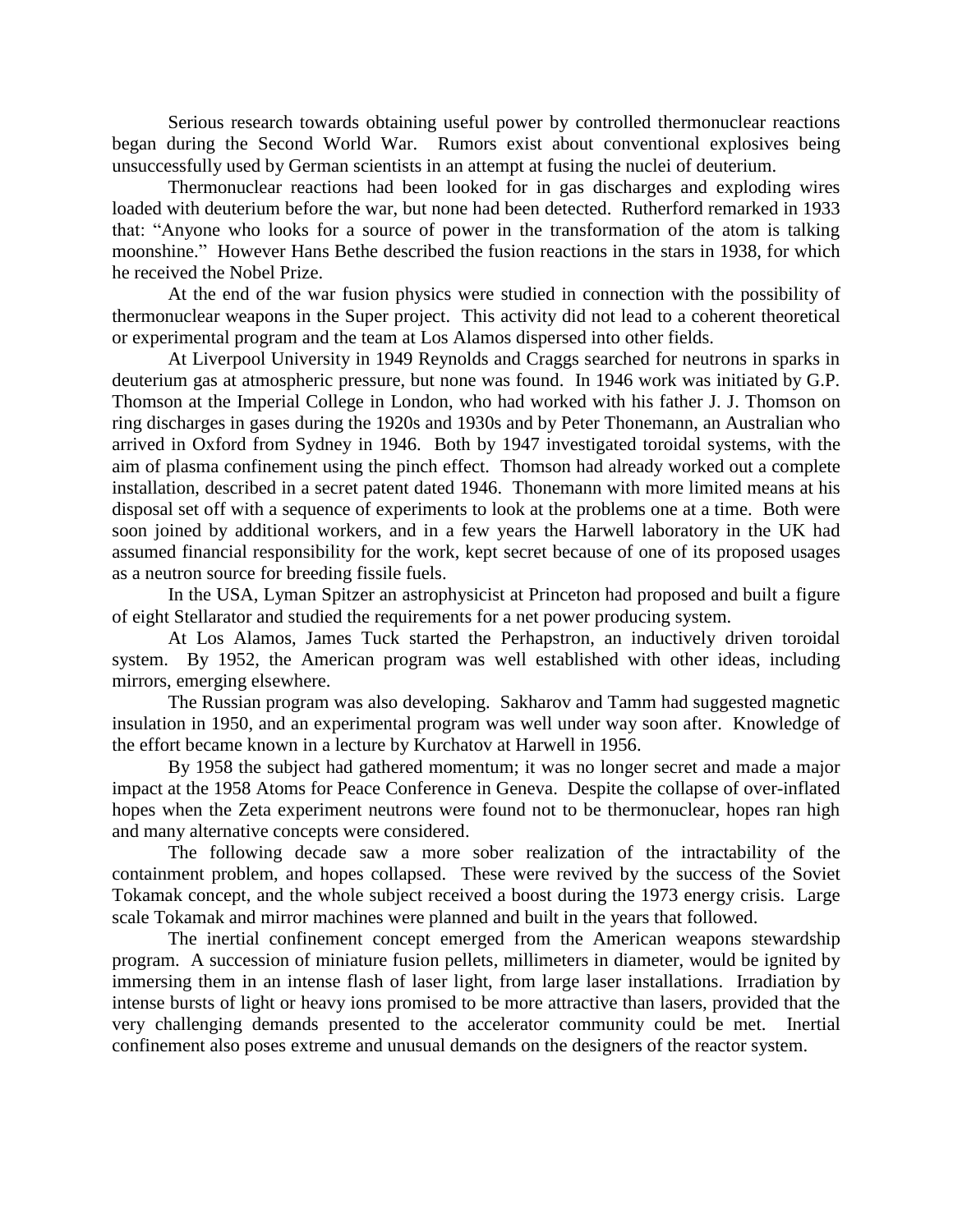Serious research towards obtaining useful power by controlled thermonuclear reactions began during the Second World War. Rumors exist about conventional explosives being unsuccessfully used by German scientists in an attempt at fusing the nuclei of deuterium.

Thermonuclear reactions had been looked for in gas discharges and exploding wires loaded with deuterium before the war, but none had been detected. Rutherford remarked in 1933 that: "Anyone who looks for a source of power in the transformation of the atom is talking moonshine." However Hans Bethe described the fusion reactions in the stars in 1938, for which he received the Nobel Prize.

At the end of the war fusion physics were studied in connection with the possibility of thermonuclear weapons in the Super project. This activity did not lead to a coherent theoretical or experimental program and the team at Los Alamos dispersed into other fields.

At Liverpool University in 1949 Reynolds and Craggs searched for neutrons in sparks in deuterium gas at atmospheric pressure, but none was found. In 1946 work was initiated by G.P. Thomson at the Imperial College in London, who had worked with his father J. J. Thomson on ring discharges in gases during the 1920s and 1930s and by Peter Thonemann, an Australian who arrived in Oxford from Sydney in 1946. Both by 1947 investigated toroidal systems, with the aim of plasma confinement using the pinch effect. Thomson had already worked out a complete installation, described in a secret patent dated 1946. Thonemann with more limited means at his disposal set off with a sequence of experiments to look at the problems one at a time. Both were soon joined by additional workers, and in a few years the Harwell laboratory in the UK had assumed financial responsibility for the work, kept secret because of one of its proposed usages as a neutron source for breeding fissile fuels.

In the USA, Lyman Spitzer an astrophysicist at Princeton had proposed and built a figure of eight Stellarator and studied the requirements for a net power producing system.

At Los Alamos, James Tuck started the Perhapstron, an inductively driven toroidal system. By 1952, the American program was well established with other ideas, including mirrors, emerging elsewhere.

The Russian program was also developing. Sakharov and Tamm had suggested magnetic insulation in 1950, and an experimental program was well under way soon after. Knowledge of the effort became known in a lecture by Kurchatov at Harwell in 1956.

By 1958 the subject had gathered momentum; it was no longer secret and made a major impact at the 1958 Atoms for Peace Conference in Geneva. Despite the collapse of over-inflated hopes when the Zeta experiment neutrons were found not to be thermonuclear, hopes ran high and many alternative concepts were considered.

The following decade saw a more sober realization of the intractability of the containment problem, and hopes collapsed. These were revived by the success of the Soviet Tokamak concept, and the whole subject received a boost during the 1973 energy crisis. Large scale Tokamak and mirror machines were planned and built in the years that followed.

The inertial confinement concept emerged from the American weapons stewardship program. A succession of miniature fusion pellets, millimeters in diameter, would be ignited by immersing them in an intense flash of laser light, from large laser installations. Irradiation by intense bursts of light or heavy ions promised to be more attractive than lasers, provided that the very challenging demands presented to the accelerator community could be met. Inertial confinement also poses extreme and unusual demands on the designers of the reactor system.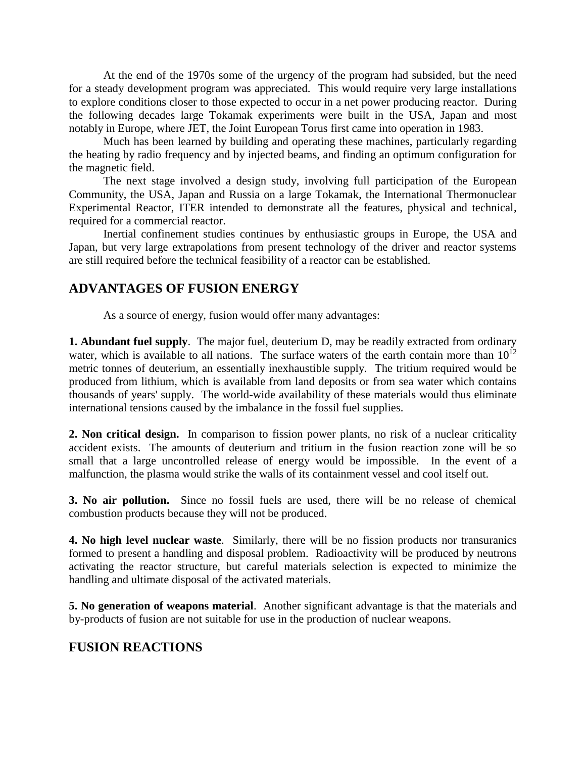At the end of the 1970s some of the urgency of the program had subsided, but the need for a steady development program was appreciated. This would require very large installations to explore conditions closer to those expected to occur in a net power producing reactor. During the following decades large Tokamak experiments were built in the USA, Japan and most notably in Europe, where JET, the Joint European Torus first came into operation in 1983.

Much has been learned by building and operating these machines, particularly regarding the heating by radio frequency and by injected beams, and finding an optimum configuration for the magnetic field.

The next stage involved a design study, involving full participation of the European Community, the USA, Japan and Russia on a large Tokamak, the International Thermonuclear Experimental Reactor, ITER intended to demonstrate all the features, physical and technical, required for a commercial reactor.

Inertial confinement studies continues by enthusiastic groups in Europe, the USA and Japan, but very large extrapolations from present technology of the driver and reactor systems are still required before the technical feasibility of a reactor can be established.

## ADVANTAGES OF FUSION ENERGY

As a source of energy, fusion would offer many advantages:

**1. Abundant fuel supply**. The major fuel, deuterium D, may be readily extracted from ordinary water, which is available to all nations. The surface waters of the earth contain more than $10^{12}$ metric tonnes of deuterium, an essentially inexhaustible supply. The tritium required would be produced from lithium, which is available from land deposits or from sea water which contains thousands of years' supply. The world-wide availability of these materials would thus eliminate international tensions caused by the imbalance in the fossil fuel supplies.

**2. Non critical design.** In comparison to fission power plants, no risk of a nuclear criticality accident exists. The amounts of deuterium and tritium in the fusion reaction zone will be so small that a large uncontrolled release of energy would be impossible. In the event of a malfunction, the plasma would strike the walls of its containment vessel and cool itself out.

**3. No air pollution.** Since no fossil fuels are used, there will be no release of chemical combustion products because they will not be produced.

**4. No high level nuclear waste**. Similarly, there will be no fission products nor transuranics formed to present a handling and disposal problem. Radioactivity will be produced by neutrons activating the reactor structure, but careful materials selection is expected to minimize the handling and ultimate disposal of the activated materials.

**5. No generation of weapons material**. Another significant advantage is that the materials and by-products of fusion are not suitable for use in the production of nuclear weapons.

## FUSION REACTIONS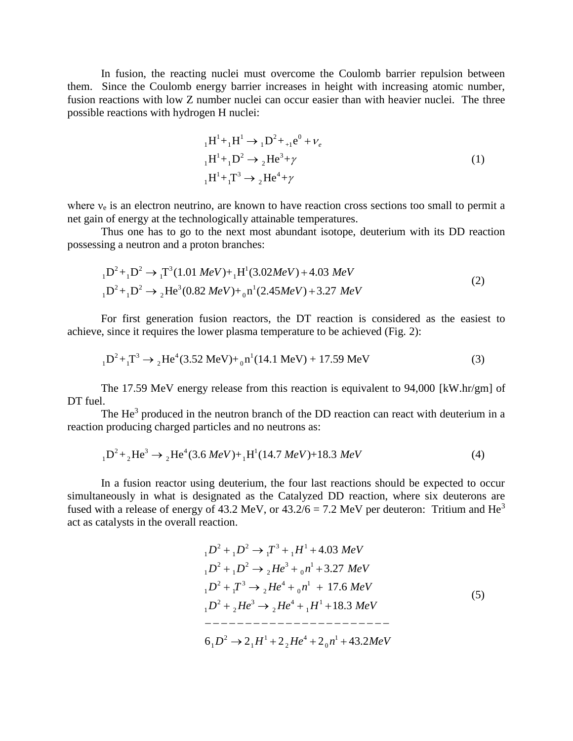In fusion, the reacting nuclei must overcome the Coulomb barrier repulsion between them. Since the Coulomb energy barrier increases in height with increasing atomic number, fusion reactions with low Z number nuclei can occur easier than with heavier nuclei. The three possible reactions with hydrogen H nuclei:

$$
\begin{aligned}
&{}_1\mathrm{H}^1 + {}_1\mathrm{H}^1 \rightarrow {}_1\mathrm{D}^2 + {}_{+1}\mathrm{e}^0 + \nu_e \\
&{}_1\mathrm{H}^1 + {}_1\mathrm{D}^2 \rightarrow {}_2\mathrm{He}^3 + \gamma \\
&{}_1\mathrm{H}^1 + {}_1\mathrm{T}^3 \rightarrow {}_2\mathrm{He}^4 + \gamma
\end{aligned}
\tag{1}
$$

where $\nu_e$ is an electron neutrino, are known to have reaction cross sections too small to permit a net gain of energy at the technologically attainable temperatures.

Thus one has to go to the next most abundant isotope, deuterium with its DD reaction possessing a neutron and a proton branches:

$$
\begin{aligned}
&{}_1\mathrm{D}^2 + {}_1\mathrm{D}^2 \rightarrow {}_1\mathrm{T}^3(1.01\ MeV) + {}_1\mathrm{H}^1(3.02 MeV) + 4.03\ MeV \\
&{}_1\mathrm{D}^2 + {}_1\mathrm{D}^2 \rightarrow {}_2\mathrm{He}^3(0.82\ MeV) + {}_0\mathrm{n}^1(2.45 MeV) + 3.27\ MeV
\end{aligned}
\tag{2}
$$

For first generation fusion reactors, the DT reaction is considered as the easiest to achieve, since it requires the lower plasma temperature to be achieved (Fig. 2):

$$
{}_1\mathrm{D}^2 + {}_1\mathrm{T}^3 \rightarrow {}_2\mathrm{He}^4(3.52\ \mathrm{MeV}) + {}_0\mathrm{n}^1(14.1\ \mathrm{MeV}) + 17.59\ \mathrm{MeV}
\tag{3}
$$

The 17.59 MeV energy release from this reaction is equivalent to 94,000 [kW.hr/gm] of DT fuel.

The $He^3$ produced in the neutron branch of the DD reaction can react with deuterium in a reaction producing charged particles and no neutrons as:

$$
{}_1\mathrm{D}^2 + {}_2\mathrm{He}^3 \rightarrow {}_2\mathrm{He}^4(3.6\ MeV) + {}_1\mathrm{H}^1(14.7\ MeV) + 18.3\ MeV
\tag{4}
$$

In a fusion reactor using deuterium, the four last reactions should be expected to occur simultaneously in what is designated as the Catalyzed DD reaction, where six deuterons are fused with a release of energy of 43.2 MeV, or 43.2/6 = 7.2 MeV per deuteron: Tritium and $He^3$ act as catalysts in the overall reaction.

$$
\begin{aligned}
&{}_1D^2 + {}_1D^2 \rightarrow {}_1T^3 + {}_1H^1 + 4.03\ MeV \\
&{}_1D^2 + {}_1D^2 \rightarrow {}_2He^3 + {}_0n^1 + 3.27\ MeV \\
&{}_1D^2 + {}_1T^3 \rightarrow {}_2He^4 + {}_0n^1 + 17.6\ MeV \\
&{}_1D^2 + {}_2He^3 \rightarrow {}_2He^4 + {}_1H^1 + 18.3\ MeV \\
&\text{-----------------------------------------} \\
&6\,{}_1D^2 \rightarrow 2\,{}_1H^1 + 2\,{}_2He^4 + 2\,{}_0n^1 + 43.2 MeV
\end{aligned}
\tag{5}
$$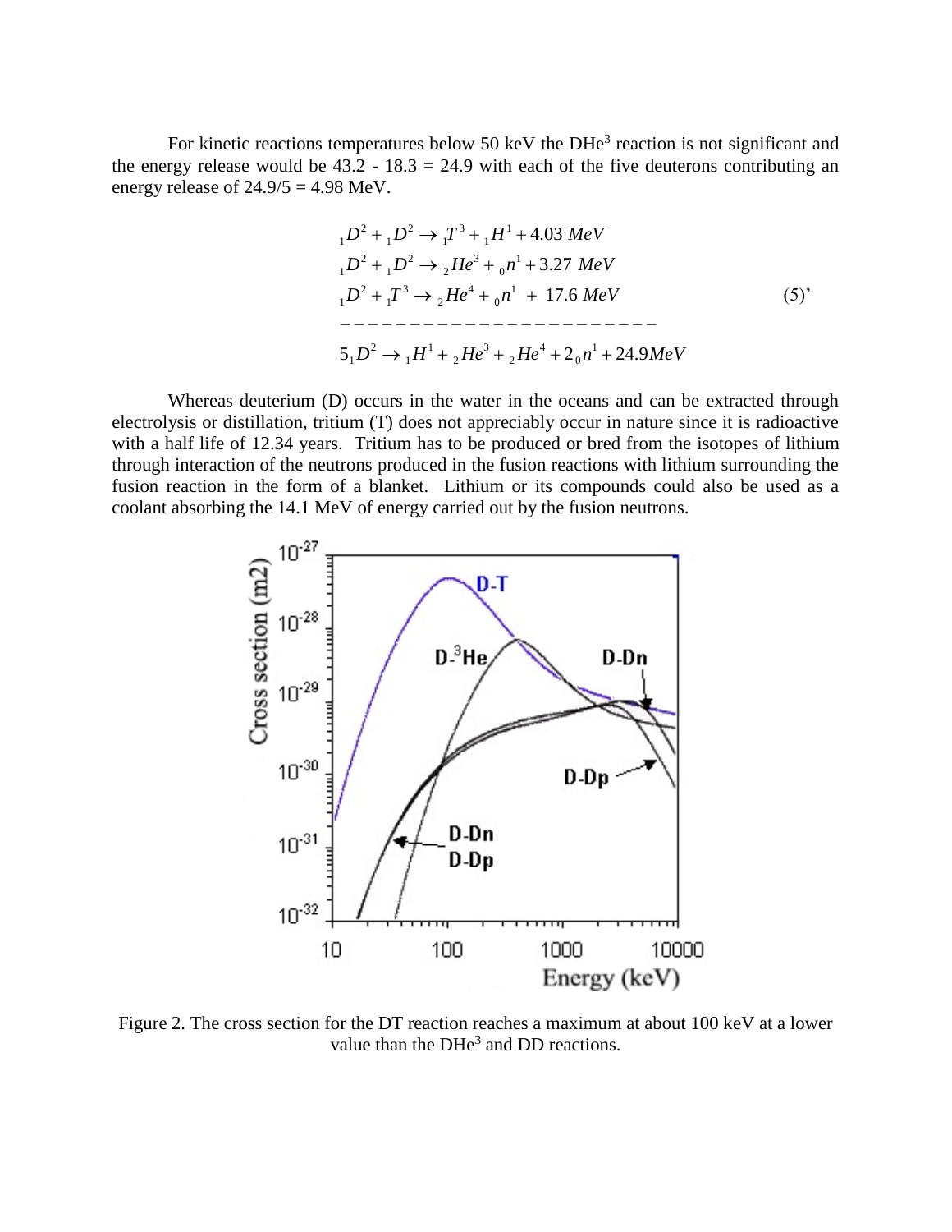For kinetic reactions temperatures below 50 keV the $DHe^3$ reaction is not significant and the energy release would be 43.2 - 18.3 = 24.9 with each of the five deuterons contributing an energy release of 24.9/5 = 4.98 MeV.

$$
\begin{aligned}
{}_1D^2 + {}_1D^2 &\rightarrow {}_1T^3 + {}_1H^1 + 4.03\ MeV \\
{}_1D^2 + {}_1D^2 &\rightarrow {}_2He^3 + {}_0n^1 + 3.27\ MeV \\
{}_1D^2 + {}_1T^3 &\rightarrow {}_2He^4 + {}_0n^1 \ +\ 17.6\ MeV \\
\hline
5\,{}_1D^2 &\rightarrow {}_1H^1 + {}_2He^3 + {}_2He^4 + 2\,{}_0n^1 + 24.9\,MeV
\end{aligned}
\qquad (5)'
$$

Whereas deuterium (D) occurs in the water in the oceans and can be extracted through electrolysis or distillation, tritium (T) does not appreciably occur in nature since it is radioactive with a half life of 12.34 years. Tritium has to be produced or bred from the isotopes of lithium through interaction of the neutrons produced in the fusion reactions with lithium surrounding the fusion reaction in the form of a blanket. Lithium or its compounds could also be used as a coolant absorbing the 14.1 MeV of energy carried out by the fusion neutrons.

Figure 2. The cross section for the DT reaction reaches a maximum at about 100 keV at a lower value than the $DHe^3$ and DD reactions.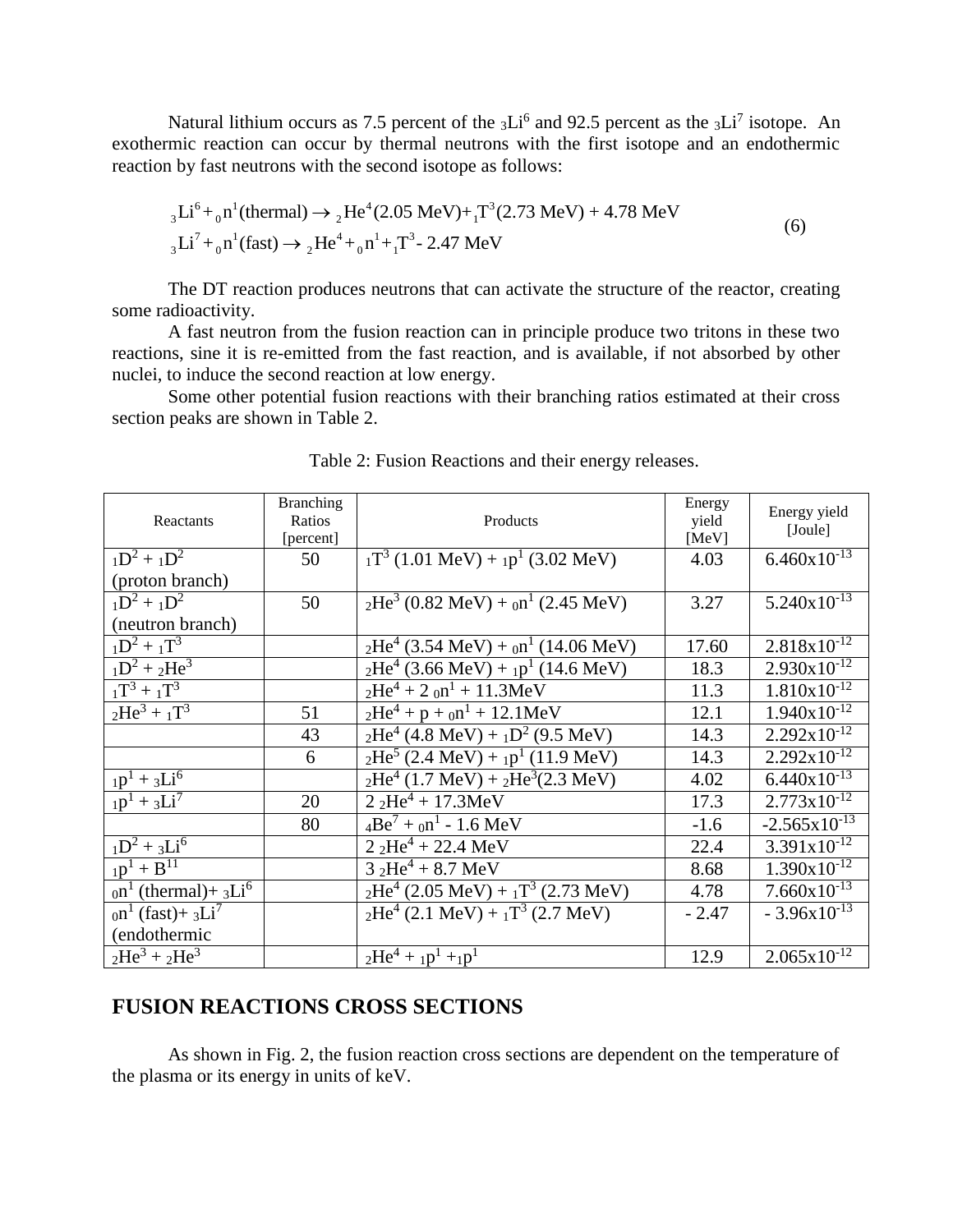Natural lithium occurs as 7.5 percent of the $_3Li^6$ and 92.5 percent as the $_3Li^7$ isotope. An exothermic reaction can occur by thermal neutrons with the first isotope and an endothermic reaction by fast neutrons with the second isotope as follows:

$$
\begin{aligned}
&_3Li^6 + {}_0n^1(\text{thermal}) \rightarrow {}_2He^4(2.05 \text{ MeV}) + {}_1T^3(2.73 \text{ MeV}) + 4.78 \text{ MeV} \\
&_3Li^7 + {}_0n^1(\text{fast}) \rightarrow {}_2He^4 + {}_0n^1 + {}_1T^3 - 2.47 \text{ MeV}
\end{aligned}
\tag{6}
$$

The DT reaction produces neutrons that can activate the structure of the reactor, creating some radioactivity.

A fast neutron from the fusion reaction can in principle produce two tritons in these two reactions, sine it is re-emitted from the fast reaction, and is available, if not absorbed by other nuclei, to induce the second reaction at low energy.

Some other potential fusion reactions with their branching ratios estimated at their cross section peaks are shown in Table 2.

Table 2: Fusion Reactions and their energy releases.

| Reactants | Branching Ratios [percent] | Products | Energy yield [MeV] | Energy yield [Joule] |
|---|---|---|---|---|
| $_1D^2 + {}_1D^2$ (proton branch) | 50 | $_1T^3$ (1.01 MeV) + $_1p^1$ (3.02 MeV) | 4.03 | $6.460 \times 10^{-13}$ |
| $_1D^2 + {}_1D^2$ (neutron branch) | 50 | $_2He^3$ (0.82 MeV) + $_0n^1$ (2.45 MeV) | 3.27 | $5.240 \times 10^{-13}$ |
| $_1D^2 + {}_1T^3$ | | $_2He^4$ (3.54 MeV) + $_0n^1$ (14.06 MeV) | 17.60 | $2.818 \times 10^{-12}$ |
| $_1D^2 + {}_2He^3$ | | $_2He^4$ (3.66 MeV) + $_1p^1$ (14.6 MeV) | 18.3 | $2.930 \times 10^{-12}$ |
| $_1T^3 + {}_1T^3$ | | $_2He^4$ + 2 $_0n^1$ + 11.3MeV | 11.3 | $1.810 \times 10^{-12}$ |
| $_2He^3 + {}_1T^3$ | 51 | $_2He^4$ + p + $_0n^1$ + 12.1MeV | 12.1 | $1.940 \times 10^{-12}$ |
| | 43 | $_2He^4$ (4.8 MeV) + $_1D^2$ (9.5 MeV) | 14.3 | $2.292 \times 10^{-12}$ |
| | 6 | $_2He^5$ (2.4 MeV) + $_1p^1$ (11.9 MeV) | 14.3 | $2.292 \times 10^{-12}$ |
| $_1p^1 + {}_3Li^6$ | | $_2He^4$ (1.7 MeV) + $_2He^3$(2.3 MeV) | 4.02 | $6.440 \times 10^{-13}$ |
| $_1p^1 + {}_3Li^7$ | 20 | 2 $_2He^4$ + 17.3MeV | 17.3 | $2.773 \times 10^{-12}$ |
| | 80 | $_4Be^7$ + $_0n^1$ - 1.6 MeV | -1.6 | $-2.565 \times 10^{-13}$ |
| $_1D^2 + {}_3Li^6$ | | 2 $_2He^4$ + 22.4 MeV | 22.4 | $3.391 \times 10^{-12}$ |
| $_1p^1 + B^{11}$ | | 3 $_2He^4$ + 8.7 MeV | 8.68 | $1.390 \times 10^{-12}$ |
| $_0n^1$ (thermal)+ $_3Li^6$ | | $_2He^4$ (2.05 MeV) + $_1T^3$ (2.73 MeV) | 4.78 | $7.660 \times 10^{-13}$ |
| $_0n^1$ (fast)+ $_3Li^7$ (endothermic | | $_2He^4$ (2.1 MeV) + $_1T^3$ (2.7 MeV) | - 2.47 | $- 3.96 \times 10^{-13}$ |
| $_2He^3 + {}_2He^3$ | | $_2He^4$ + $_1p^1$ +$_1p^1$ | 12.9 | $2.065 \times 10^{-12}$ |

## FUSION REACTIONS CROSS SECTIONS

As shown in Fig. 2, the fusion reaction cross sections are dependent on the temperature of the plasma or its energy in units of keV.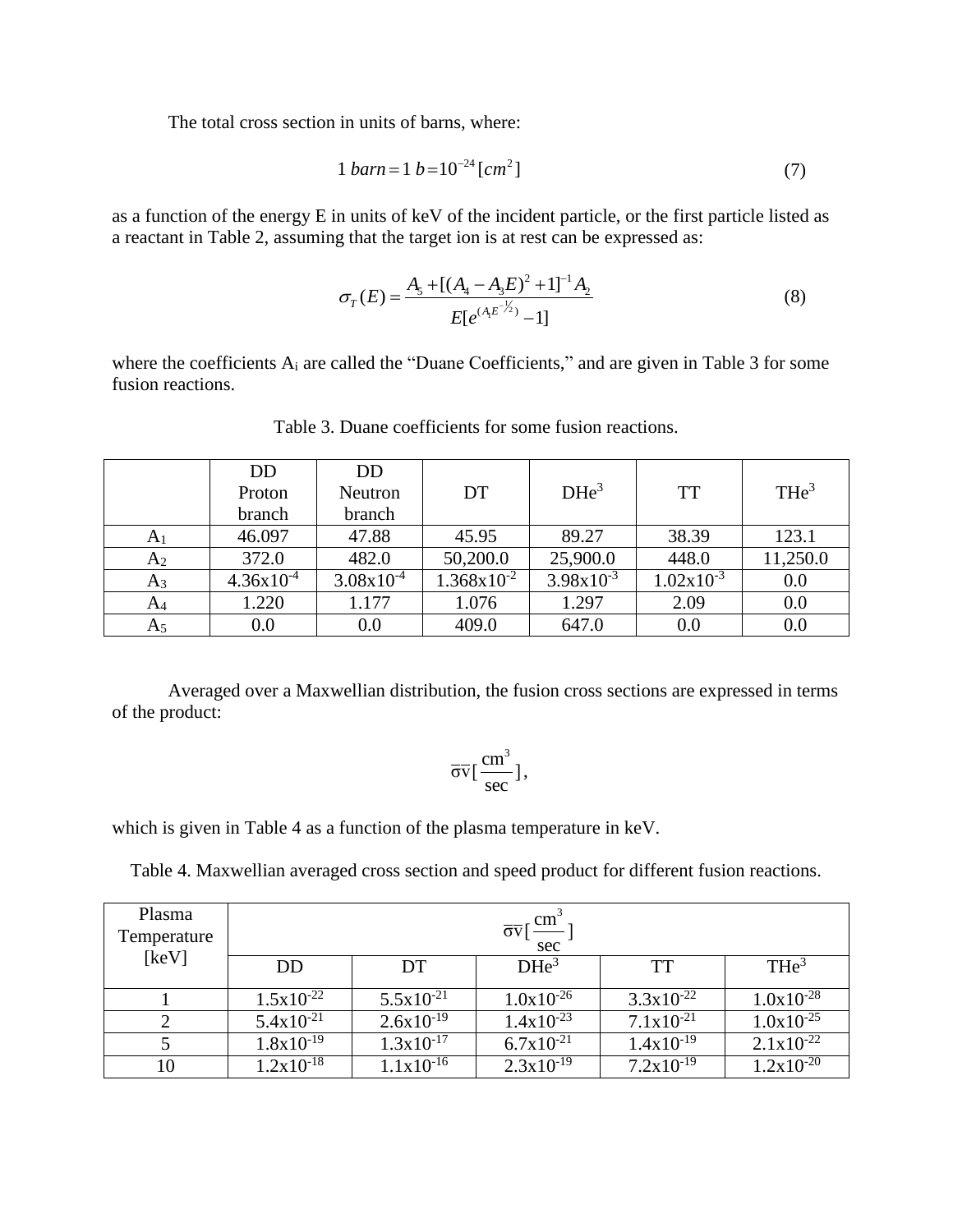The total cross section in units of barns, where:

$$1\ barn = 1\ b = 10^{-24}\,[cm^2] \tag{7}$$

as a function of the energy E in units of keV of the incident particle, or the first particle listed as a reactant in Table 2, assuming that the target ion is at rest can be expressed as:

$$\sigma_T(E) = \frac{A_5 + [(A_4 - A_3 E)^2 + 1]^{-1} A_2}{E[e^{(A_1 E^{-1/2})} - 1]} \tag{8}$$

where the coefficients $A_i$ are called the "Duane Coefficients," and are given in Table 3 for some fusion reactions.

Table 3. Duane coefficients for some fusion reactions.

| | DD Proton branch | DD Neutron branch | DT | $DHe^3$ | TT | $THe^3$ |
|---|---|---|---|---|---|---|
| $A_1$ | 46.097 | 47.88 | 45.95 | 89.27 | 38.39 | 123.1 |
| $A_2$ | 372.0 | 482.0 | 50,200.0 | 25,900.0 | 448.0 | 11,250.0 |
| $A_3$ | $4.36 \times 10^{-4}$ | $3.08 \times 10^{-4}$ | $1.368 \times 10^{-2}$ | $3.98 \times 10^{-3}$ | $1.02 \times 10^{-3}$ | 0.0 |
| $A_4$ | 1.220 | 1.177 | 1.076 | 1.297 | 2.09 | 0.0 |
| $A_5$ | 0.0 | 0.0 | 409.0 | 647.0 | 0.0 | 0.0 |

Averaged over a Maxwellian distribution, the fusion cross sections are expressed in terms of the product:

$$\overline{\sigma v}\left[\frac{cm^3}{sec}\right],$$

which is given in Table 4 as a function of the plasma temperature in keV.

Table 4. Maxwellian averaged cross section and speed product for different fusion reactions.

| Plasma Temperature [keV] | $\overline{\sigma v}\left[\frac{cm^3}{sec}\right]$ | | | | |
|---|---|---|---|---|---|
| | DD | DT | $DHe^3$ | TT | $THe^3$ |
| 1 | $1.5 \times 10^{-22}$ | $5.5 \times 10^{-21}$ | $1.0 \times 10^{-26}$ | $3.3 \times 10^{-22}$ | $1.0 \times 10^{-28}$ |
| 2 | $5.4 \times 10^{-21}$ | $2.6 \times 10^{-19}$ | $1.4 \times 10^{-23}$ | $7.1 \times 10^{-21}$ | $1.0 \times 10^{-25}$ |
| 5 | $1.8 \times 10^{-19}$ | $1.3 \times 10^{-17}$ | $6.7 \times 10^{-21}$ | $1.4 \times 10^{-19}$ | $2.1 \times 10^{-22}$ |
| 10 | $1.2 \times 10^{-18}$ | $1.1 \times 10^{-16}$ | $2.3 \times 10^{-19}$ | $7.2 \times 10^{-19}$ | $1.2 \times 10^{-20}$ |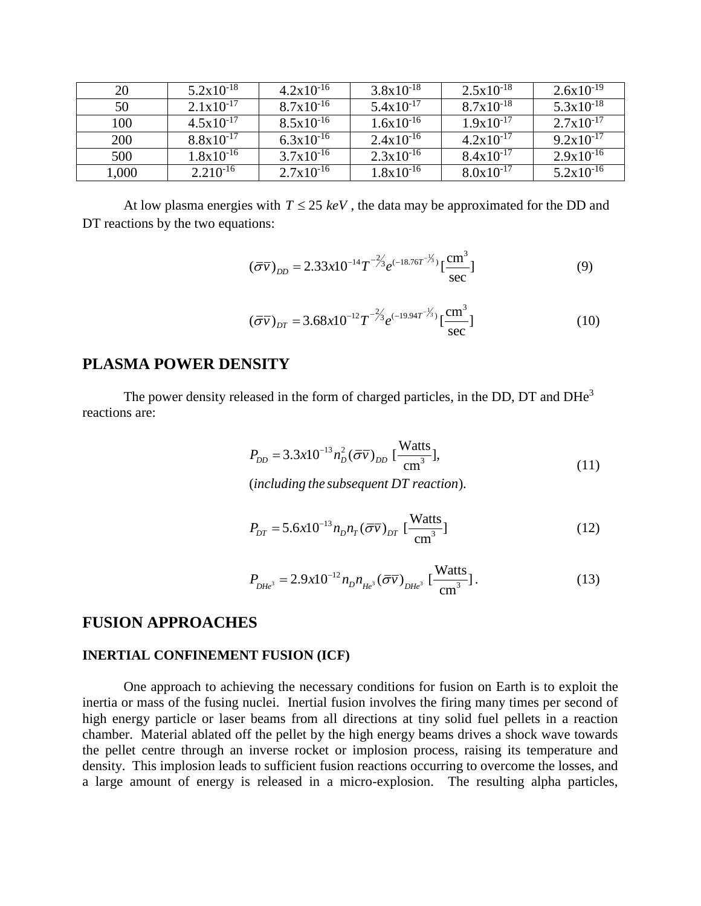| 20 | 5.2x10$^{-18}$ | 4.2x10$^{-16}$ | 3.8x10$^{-18}$ | 2.5x10$^{-18}$ | 2.6x10$^{-19}$ |
|---|---|---|---|---|---|
| 50 | 2.1x10$^{-17}$ | 8.7x10$^{-16}$ | 5.4x10$^{-17}$ | 8.7x10$^{-18}$ | 5.3x10$^{-18}$ |
| 100 | 4.5x10$^{-17}$ | 8.5x10$^{-16}$ | 1.6x10$^{-16}$ | 1.9x10$^{-17}$ | 2.7x10$^{-17}$ |
| 200 | 8.8x10$^{-17}$ | 6.3x10$^{-16}$ | 2.4x10$^{-16}$ | 4.2x10$^{-17}$ | 9.2x10$^{-17}$ |
| 500 | 1.8x10$^{-16}$ | 3.7x10$^{-16}$ | 2.3x10$^{-16}$ | 8.4x10$^{-17}$ | 2.9x10$^{-16}$ |
| 1,000 | 2.210$^{-16}$ | 2.7x10$^{-16}$ | 1.8x10$^{-16}$ | 8.0x10$^{-17}$ | 5.2x10$^{-16}$ |

At low plasma energies with $T \leq 25\ keV$ , the data may be approximated for the DD and DT reactions by the two equations:

$$(\bar{\sigma}\bar{v})_{DD} = 2.33x10^{-14} T^{-\frac{2}{3}} e^{(-18.76T^{-\frac{1}{3}})} [\frac{\text{cm}^3}{\text{sec}}] \tag{9}$$

$$(\bar{\sigma}\bar{v})_{DT} = 3.68x10^{-12} T^{-\frac{2}{3}} e^{(-19.94T^{-\frac{1}{3}})} [\frac{\text{cm}^3}{\text{sec}}] \tag{10}$$

## PLASMA POWER DENSITY

The power density released in the form of charged particles, in the DD, DT and DHe$^3$ reactions are:

$$P_{DD} = 3.3x10^{-13} n_D^2 (\bar{\sigma}\bar{v})_{DD}\ [\frac{\text{Watts}}{\text{cm}^3}], \tag{11}$$

(*including the subsequent DT reaction*).

$$P_{DT} = 5.6x10^{-13} n_D n_T (\bar{\sigma}\bar{v})_{DT}\ [\frac{\text{Watts}}{\text{cm}^3}] \tag{12}$$

$$P_{DHe^3} = 2.9x10^{-12} n_D n_{He^3} (\bar{\sigma}\bar{v})_{DHe^3}\ [\frac{\text{Watts}}{\text{cm}^3}]. \tag{13}$$

## FUSION APPROACHES

### INERTIAL CONFINEMENT FUSION (ICF)

One approach to achieving the necessary conditions for fusion on Earth is to exploit the inertia or mass of the fusing nuclei. Inertial fusion involves the firing many times per second of high energy particle or laser beams from all directions at tiny solid fuel pellets in a reaction chamber. Material ablated off the pellet by the high energy beams drives a shock wave towards the pellet centre through an inverse rocket or implosion process, raising its temperature and density. This implosion leads to sufficient fusion reactions occurring to overcome the losses, and a large amount of energy is released in a micro-explosion. The resulting alpha particles,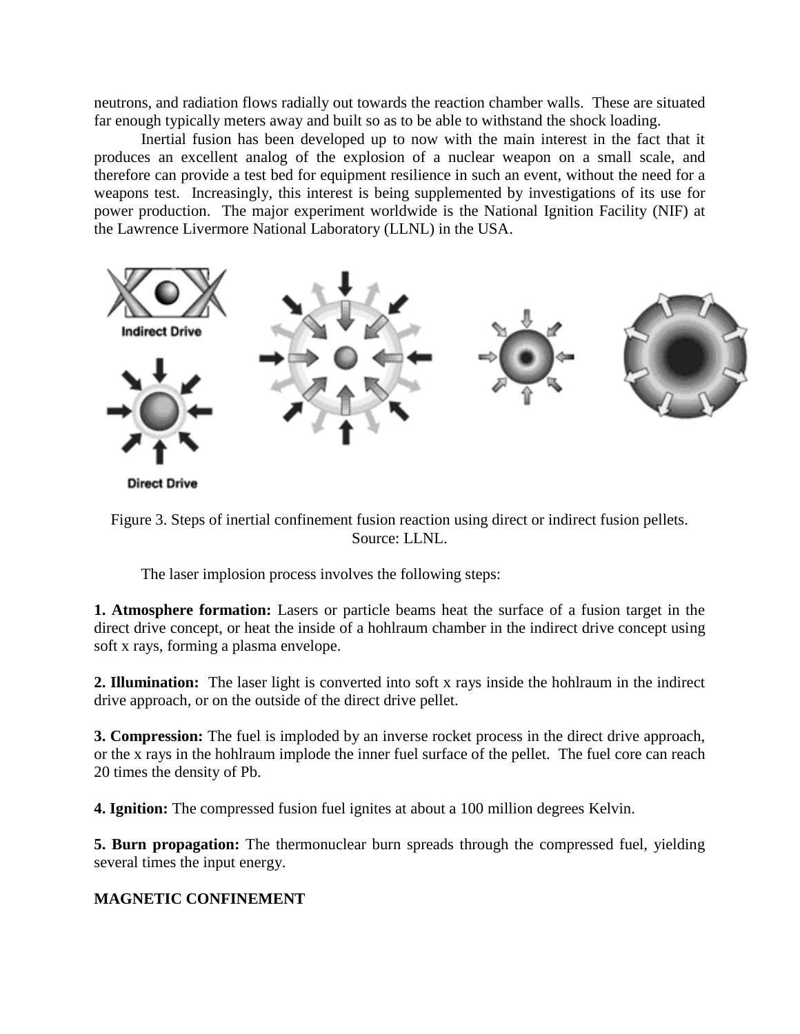neutrons, and radiation flows radially out towards the reaction chamber walls. These are situated far enough typically meters away and built so as to be able to withstand the shock loading.

Inertial fusion has been developed up to now with the main interest in the fact that it produces an excellent analog of the explosion of a nuclear weapon on a small scale, and therefore can provide a test bed for equipment resilience in such an event, without the need for a weapons test. Increasingly, this interest is being supplemented by investigations of its use for power production. The major experiment worldwide is the National Ignition Facility (NIF) at the Lawrence Livermore National Laboratory (LLNL) in the USA.

Figure 3. Steps of inertial confinement fusion reaction using direct or indirect fusion pellets. Source: LLNL.

The laser implosion process involves the following steps:

**1. Atmosphere formation:** Lasers or particle beams heat the surface of a fusion target in the direct drive concept, or heat the inside of a hohlraum chamber in the indirect drive concept using soft x rays, forming a plasma envelope.

**2. Illumination:** The laser light is converted into soft x rays inside the hohlraum in the indirect drive approach, or on the outside of the direct drive pellet.

**3. Compression:** The fuel is imploded by an inverse rocket process in the direct drive approach, or the x rays in the hohlraum implode the inner fuel surface of the pellet. The fuel core can reach 20 times the density of Pb.

**4. Ignition:** The compressed fusion fuel ignites at about a 100 million degrees Kelvin.

**5. Burn propagation:** The thermonuclear burn spreads through the compressed fuel, yielding several times the input energy.

## MAGNETIC CONFINEMENT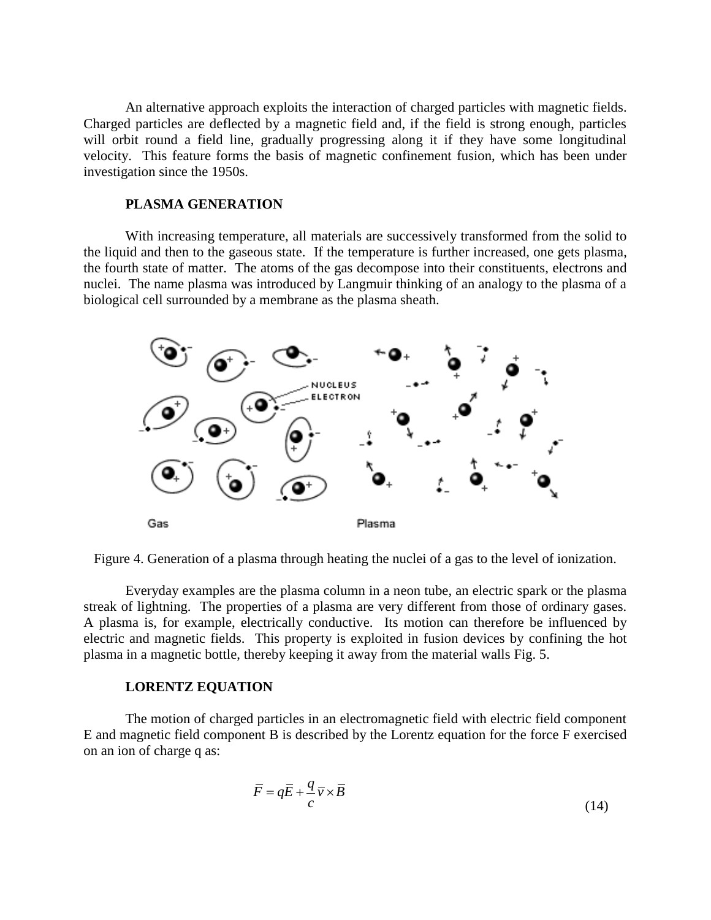An alternative approach exploits the interaction of charged particles with magnetic fields. Charged particles are deflected by a magnetic field and, if the field is strong enough, particles will orbit round a field line, gradually progressing along it if they have some longitudinal velocity. This feature forms the basis of magnetic confinement fusion, which has been under investigation since the 1950s.

## PLASMA GENERATION

With increasing temperature, all materials are successively transformed from the solid to the liquid and then to the gaseous state. If the temperature is further increased, one gets plasma, the fourth state of matter. The atoms of the gas decompose into their constituents, electrons and nuclei. The name plasma was introduced by Langmuir thinking of an analogy to the plasma of a biological cell surrounded by a membrane as the plasma sheath.

Figure 4. Generation of a plasma through heating the nuclei of a gas to the level of ionization.

Everyday examples are the plasma column in a neon tube, an electric spark or the plasma streak of lightning. The properties of a plasma are very different from those of ordinary gases. A plasma is, for example, electrically conductive. Its motion can therefore be influenced by electric and magnetic fields. This property is exploited in fusion devices by confining the hot plasma in a magnetic bottle, thereby keeping it away from the material walls Fig. 5.

## LORENTZ EQUATION

The motion of charged particles in an electromagnetic field with electric field component E and magnetic field component B is described by the Lorentz equation for the force F exercised on an ion of charge q as:

$$\bar{F} = q\bar{E} + \frac{q}{c}\bar{v} \times \bar{B} \tag{14}$$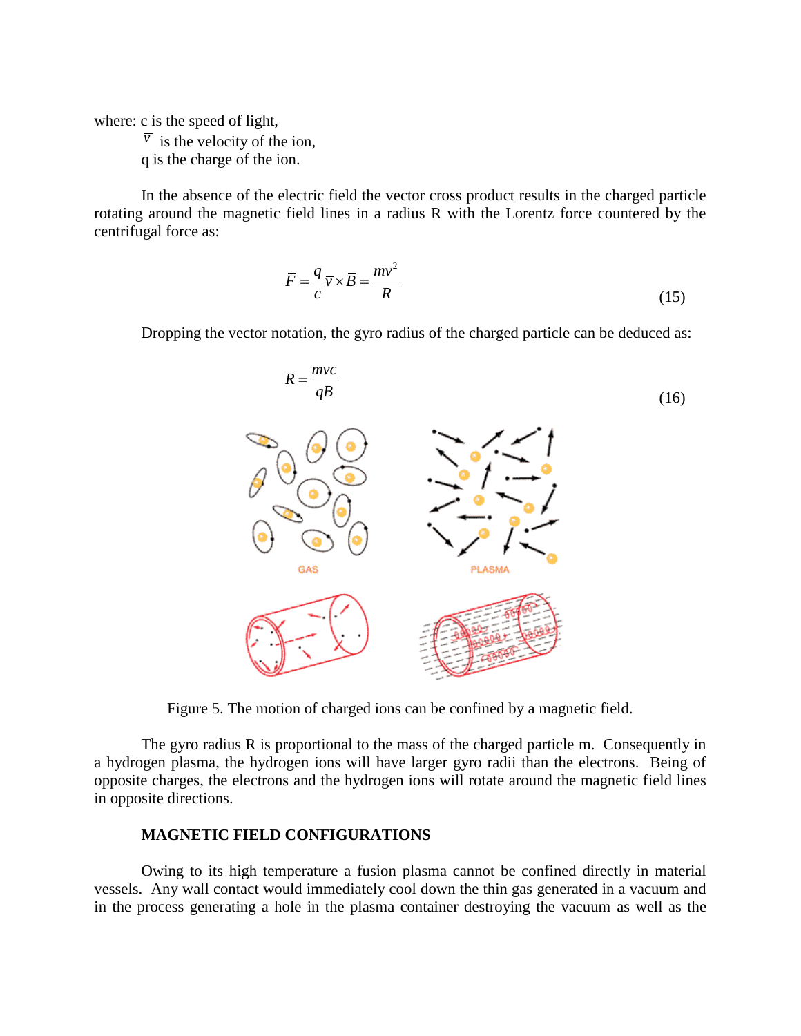where: c is the speed of light,

$\bar{v}$ is the velocity of the ion,

q is the charge of the ion.

In the absence of the electric field the vector cross product results in the charged particle rotating around the magnetic field lines in a radius R with the Lorentz force countered by the centrifugal force as:

$$\bar{F} = \frac{q}{c}\bar{v} \times \bar{B} = \frac{mv^2}{R} \tag{15}$$

Dropping the vector notation, the gyro radius of the charged particle can be deduced as:

$$R = \frac{mvc}{qB} \tag{16}$$

Figure 5. The motion of charged ions can be confined by a magnetic field.

The gyro radius R is proportional to the mass of the charged particle m. Consequently in a hydrogen plasma, the hydrogen ions will have larger gyro radii than the electrons. Being of opposite charges, the electrons and the hydrogen ions will rotate around the magnetic field lines in opposite directions.

**MAGNETIC FIELD CONFIGURATIONS**

Owing to its high temperature a fusion plasma cannot be confined directly in material vessels. Any wall contact would immediately cool down the thin gas generated in a vacuum and in the process generating a hole in the plasma container destroying the vacuum as well as the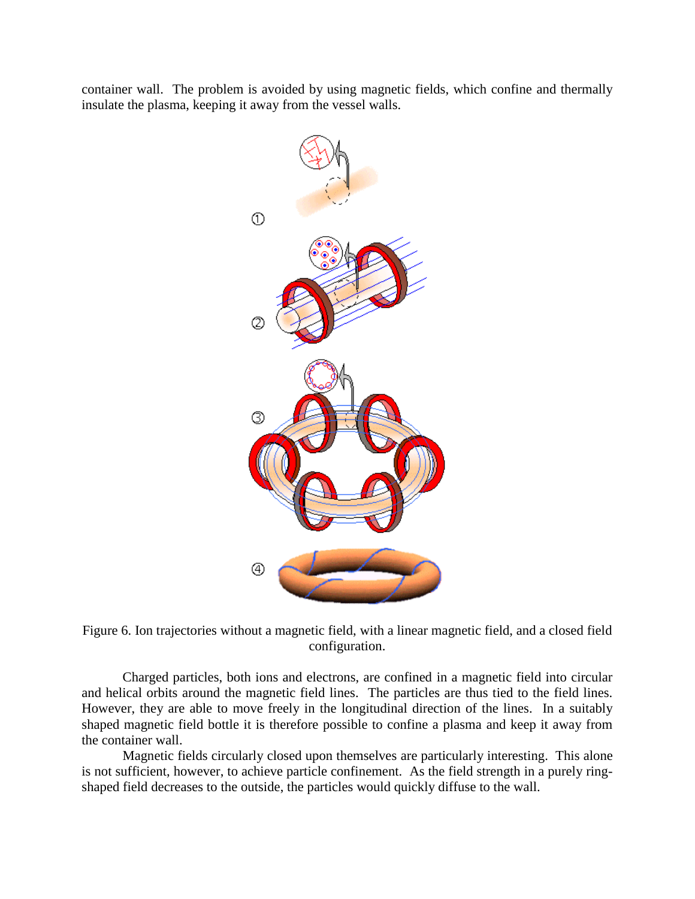container wall. The problem is avoided by using magnetic fields, which confine and thermally insulate the plasma, keeping it away from the vessel walls.

Figure 6. Ion trajectories without a magnetic field, with a linear magnetic field, and a closed field configuration.

Charged particles, both ions and electrons, are confined in a magnetic field into circular and helical orbits around the magnetic field lines. The particles are thus tied to the field lines. However, they are able to move freely in the longitudinal direction of the lines. In a suitably shaped magnetic field bottle it is therefore possible to confine a plasma and keep it away from the container wall.

Magnetic fields circularly closed upon themselves are particularly interesting. This alone is not sufficient, however, to achieve particle confinement. As the field strength in a purely ring-shaped field decreases to the outside, the particles would quickly diffuse to the wall.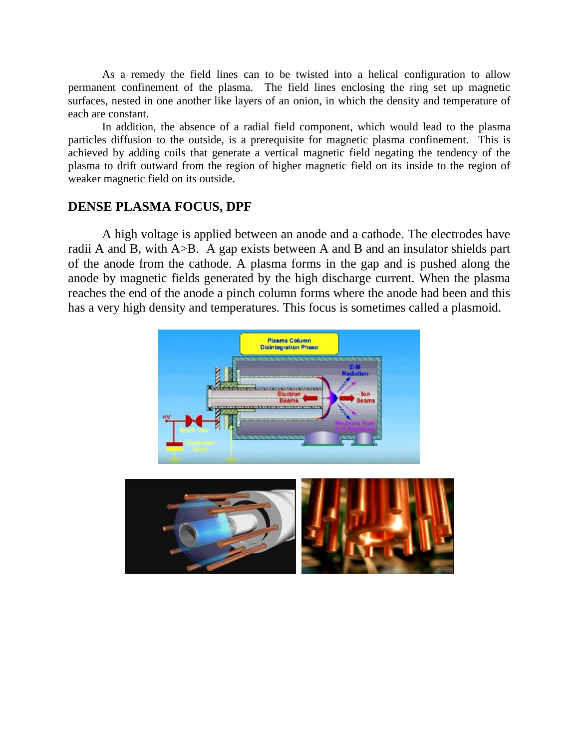As a remedy the field lines can to be twisted into a helical configuration to allow permanent confinement of the plasma. The field lines enclosing the ring set up magnetic surfaces, nested in one another like layers of an onion, in which the density and temperature of each are constant.

In addition, the absence of a radial field component, which would lead to the plasma particles diffusion to the outside, is a prerequisite for magnetic plasma confinement. This is achieved by adding coils that generate a vertical magnetic field negating the tendency of the plasma to drift outward from the region of higher magnetic field on its inside to the region of weaker magnetic field on its outside.

## DENSE PLASMA FOCUS, DPF

A high voltage is applied between an anode and a cathode. The electrodes have radii A and B, with A>B. A gap exists between A and B and an insulator shields part of the anode from the cathode. A plasma forms in the gap and is pushed along the anode by magnetic fields generated by the high discharge current. When the plasma reaches the end of the anode a pinch column forms where the anode had been and this has a very high density and temperatures. This focus is sometimes called a plasmoid.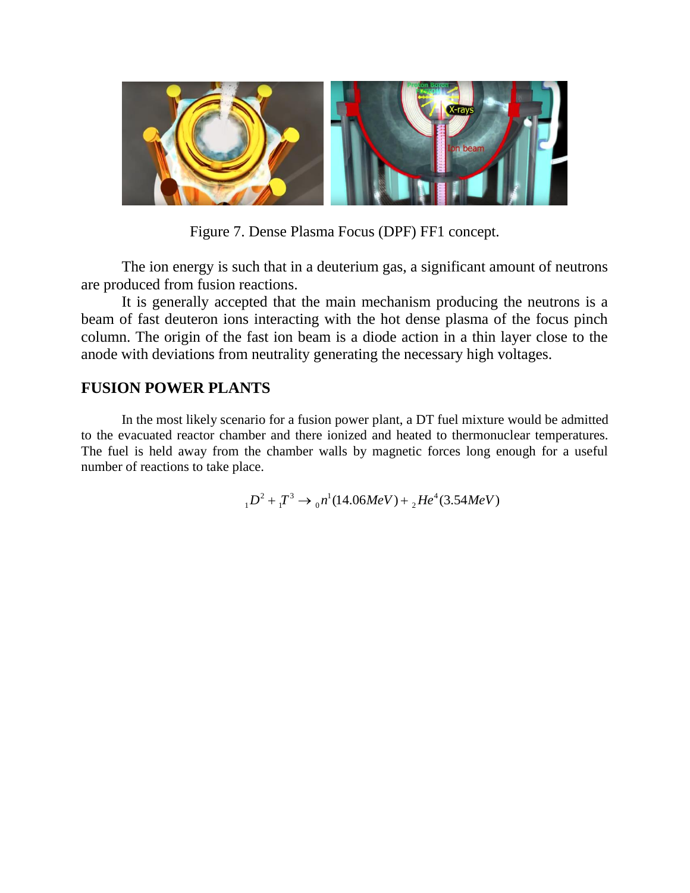Figure 7. Dense Plasma Focus (DPF) FF1 concept.

The ion energy is such that in a deuterium gas, a significant amount of neutrons are produced from fusion reactions.

It is generally accepted that the main mechanism producing the neutrons is a beam of fast deuteron ions interacting with the hot dense plasma of the focus pinch column. The origin of the fast ion beam is a diode action in a thin layer close to the anode with deviations from neutrality generating the necessary high voltages.

## FUSION POWER PLANTS

In the most likely scenario for a fusion power plant, a DT fuel mixture would be admitted to the evacuated reactor chamber and there ionized and heated to thermonuclear temperatures. The fuel is held away from the chamber walls by magnetic forces long enough for a useful number of reactions to take place.

$$_{1}D^{2} + {}_{1}T^{3} \rightarrow {}_{0}n^{1}(14.06MeV) + {}_{2}He^{4}(3.54MeV)$$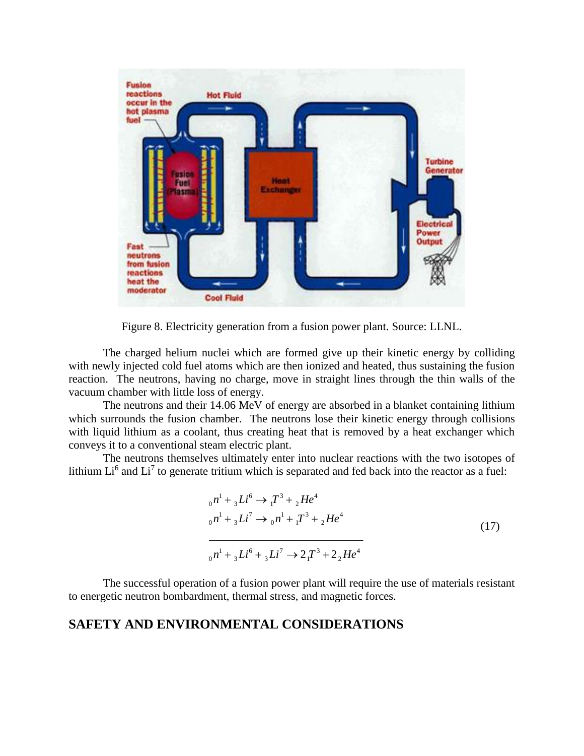Figure 8. Electricity generation from a fusion power plant. Source: LLNL.

The charged helium nuclei which are formed give up their kinetic energy by colliding with newly injected cold fuel atoms which are then ionized and heated, thus sustaining the fusion reaction. The neutrons, having no charge, move in straight lines through the thin walls of the vacuum chamber with little loss of energy.

The neutrons and their 14.06 MeV of energy are absorbed in a blanket containing lithium which surrounds the fusion chamber. The neutrons lose their kinetic energy through collisions with liquid lithium as a coolant, thus creating heat that is removed by a heat exchanger which conveys it to a conventional steam electric plant.

The neutrons themselves ultimately enter into nuclear reactions with the two isotopes of lithium $Li^6$ and $Li^7$ to generate tritium which is separated and fed back into the reactor as a fuel:

$$
\begin{aligned}
&{}_0n^1 + {}_3Li^6 \rightarrow {}_1T^3 + {}_2He^4 \\
&{}_0n^1 + {}_3Li^7 \rightarrow {}_0n^1 + {}_1T^3 + {}_2He^4 \\
&\overline{\phantom{{}_0n^1 + {}_3Li^6 + {}_3Li^7 \rightarrow 2{}_1T^3 + 2{}_2He^4}} \\
&{}_0n^1 + {}_3Li^6 + {}_3Li^7 \rightarrow 2{}_1T^3 + 2{}_2He^4
\end{aligned}
\tag{17}
$$

The successful operation of a fusion power plant will require the use of materials resistant to energetic neutron bombardment, thermal stress, and magnetic forces.

## SAFETY AND ENVIRONMENTAL CONSIDERATIONS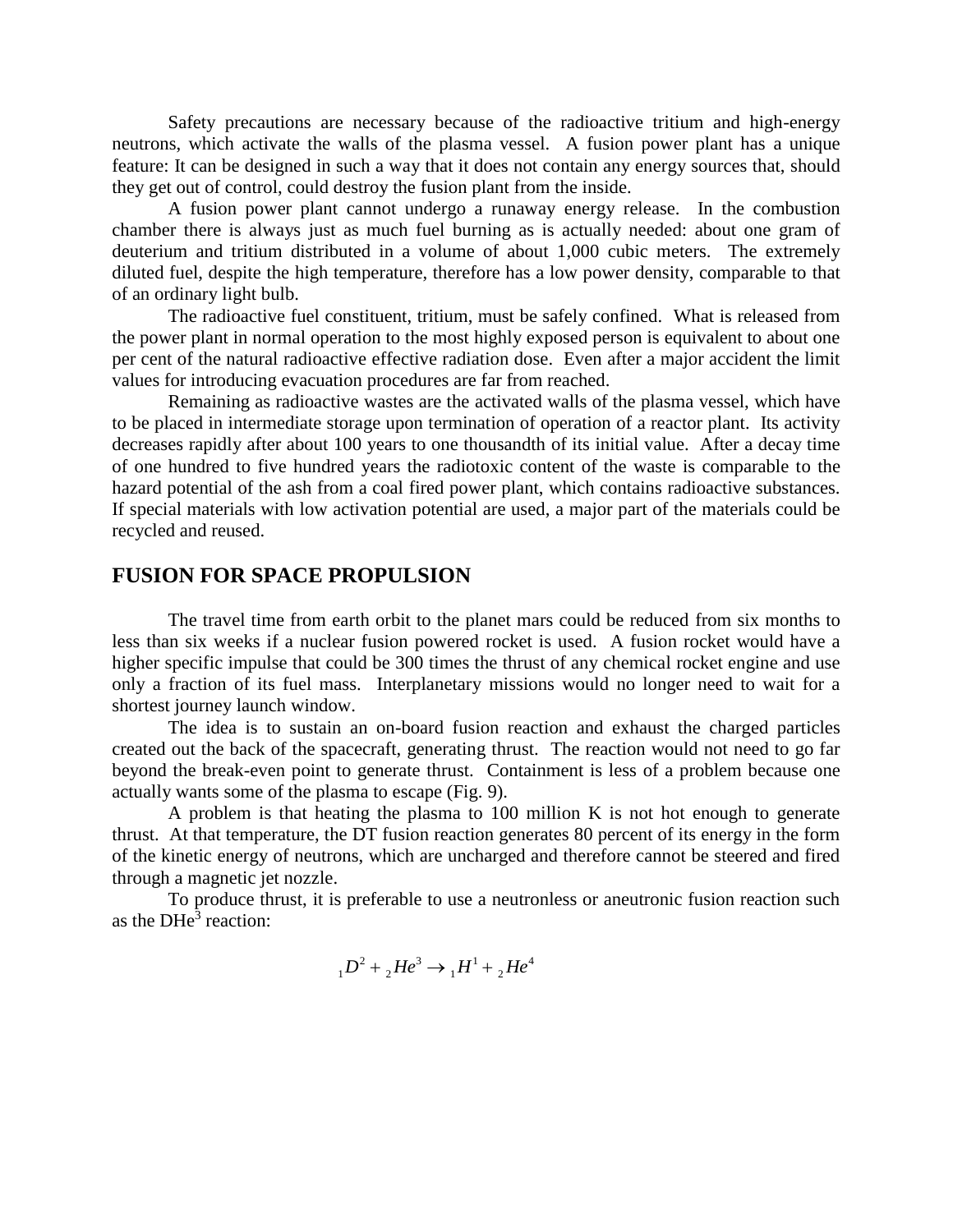Safety precautions are necessary because of the radioactive tritium and high-energy neutrons, which activate the walls of the plasma vessel. A fusion power plant has a unique feature: It can be designed in such a way that it does not contain any energy sources that, should they get out of control, could destroy the fusion plant from the inside.

A fusion power plant cannot undergo a runaway energy release. In the combustion chamber there is always just as much fuel burning as is actually needed: about one gram of deuterium and tritium distributed in a volume of about 1,000 cubic meters. The extremely diluted fuel, despite the high temperature, therefore has a low power density, comparable to that of an ordinary light bulb.

The radioactive fuel constituent, tritium, must be safely confined. What is released from the power plant in normal operation to the most highly exposed person is equivalent to about one per cent of the natural radioactive effective radiation dose. Even after a major accident the limit values for introducing evacuation procedures are far from reached.

Remaining as radioactive wastes are the activated walls of the plasma vessel, which have to be placed in intermediate storage upon termination of operation of a reactor plant. Its activity decreases rapidly after about 100 years to one thousandth of its initial value. After a decay time of one hundred to five hundred years the radiotoxic content of the waste is comparable to the hazard potential of the ash from a coal fired power plant, which contains radioactive substances. If special materials with low activation potential are used, a major part of the materials could be recycled and reused.

## FUSION FOR SPACE PROPULSION

The travel time from earth orbit to the planet mars could be reduced from six months to less than six weeks if a nuclear fusion powered rocket is used. A fusion rocket would have a higher specific impulse that could be 300 times the thrust of any chemical rocket engine and use only a fraction of its fuel mass. Interplanetary missions would no longer need to wait for a shortest journey launch window.

The idea is to sustain an on-board fusion reaction and exhaust the charged particles created out the back of the spacecraft, generating thrust. The reaction would not need to go far beyond the break-even point to generate thrust. Containment is less of a problem because one actually wants some of the plasma to escape (Fig. 9).

A problem is that heating the plasma to 100 million K is not hot enough to generate thrust. At that temperature, the DT fusion reaction generates 80 percent of its energy in the form of the kinetic energy of neutrons, which are uncharged and therefore cannot be steered and fired through a magnetic jet nozzle.

To produce thrust, it is preferable to use a neutronless or aneutronic fusion reaction such as the $DHe^3$ reaction:

$$ {}_1D^2 + {}_2He^3 \rightarrow {}_1H^1 + {}_2He^4 $$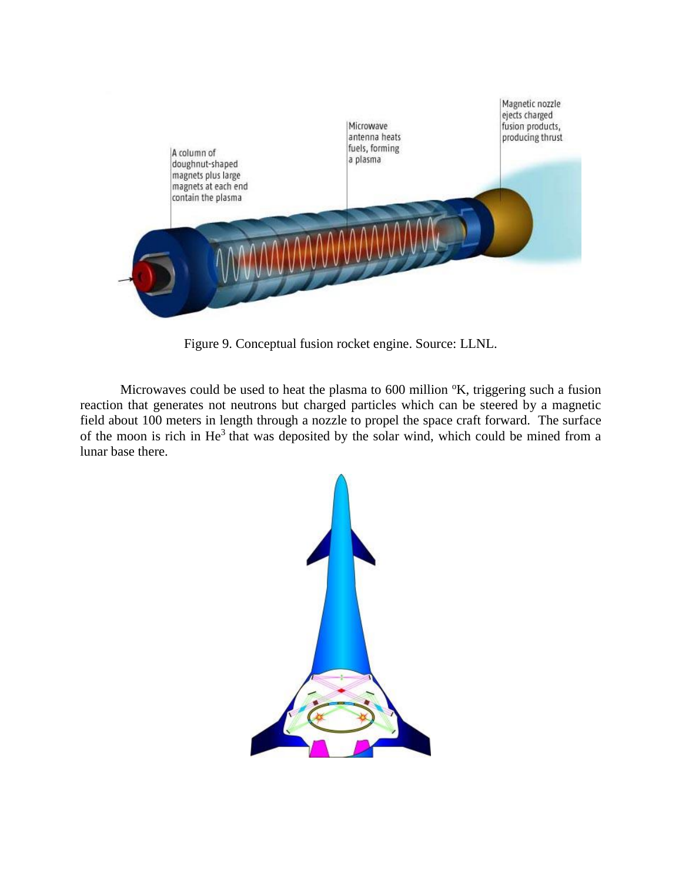Figure 9. Conceptual fusion rocket engine. Source: LLNL.

Microwaves could be used to heat the plasma to 600 million °K, triggering such a fusion reaction that generates not neutrons but charged particles which can be steered by a magnetic field about 100 meters in length through a nozzle to propel the space craft forward. The surface of the moon is rich in $He^3$ that was deposited by the solar wind, which could be mined from a lunar base there.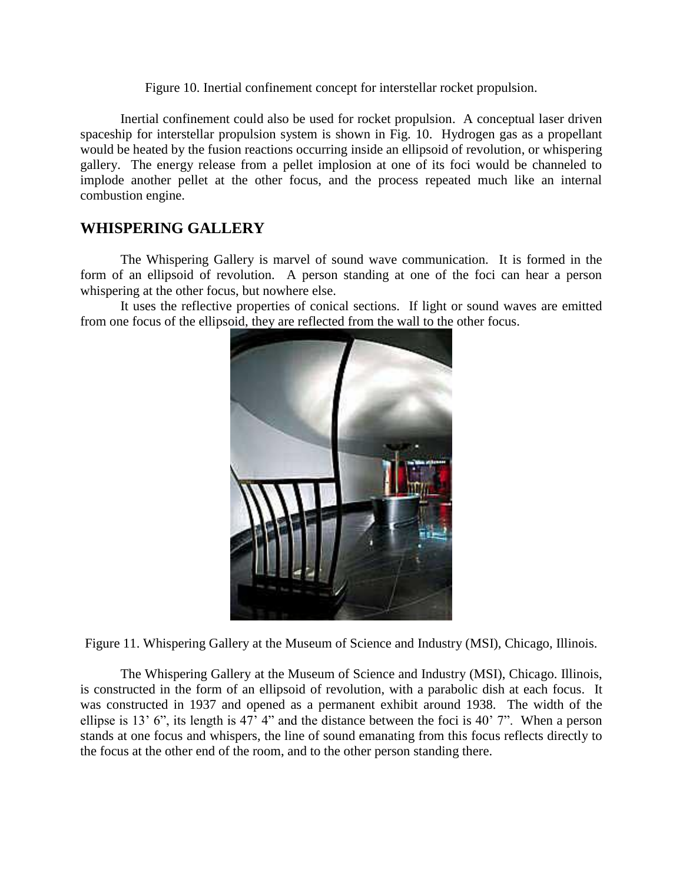Figure 10. Inertial confinement concept for interstellar rocket propulsion.

Inertial confinement could also be used for rocket propulsion. A conceptual laser driven spaceship for interstellar propulsion system is shown in Fig. 10. Hydrogen gas as a propellant would be heated by the fusion reactions occurring inside an ellipsoid of revolution, or whispering gallery. The energy release from a pellet implosion at one of its foci would be channeled to implode another pellet at the other focus, and the process repeated much like an internal combustion engine.

## WHISPERING GALLERY

The Whispering Gallery is marvel of sound wave communication. It is formed in the form of an ellipsoid of revolution. A person standing at one of the foci can hear a person whispering at the other focus, but nowhere else.

It uses the reflective properties of conical sections. If light or sound waves are emitted from one focus of the ellipsoid, they are reflected from the wall to the other focus.

Figure 11. Whispering Gallery at the Museum of Science and Industry (MSI), Chicago, Illinois.

The Whispering Gallery at the Museum of Science and Industry (MSI), Chicago. Illinois, is constructed in the form of an ellipsoid of revolution, with a parabolic dish at each focus. It was constructed in 1937 and opened as a permanent exhibit around 1938. The width of the ellipse is 13' 6", its length is 47' 4" and the distance between the foci is 40' 7". When a person stands at one focus and whispers, the line of sound emanating from this focus reflects directly to the focus at the other end of the room, and to the other person standing there.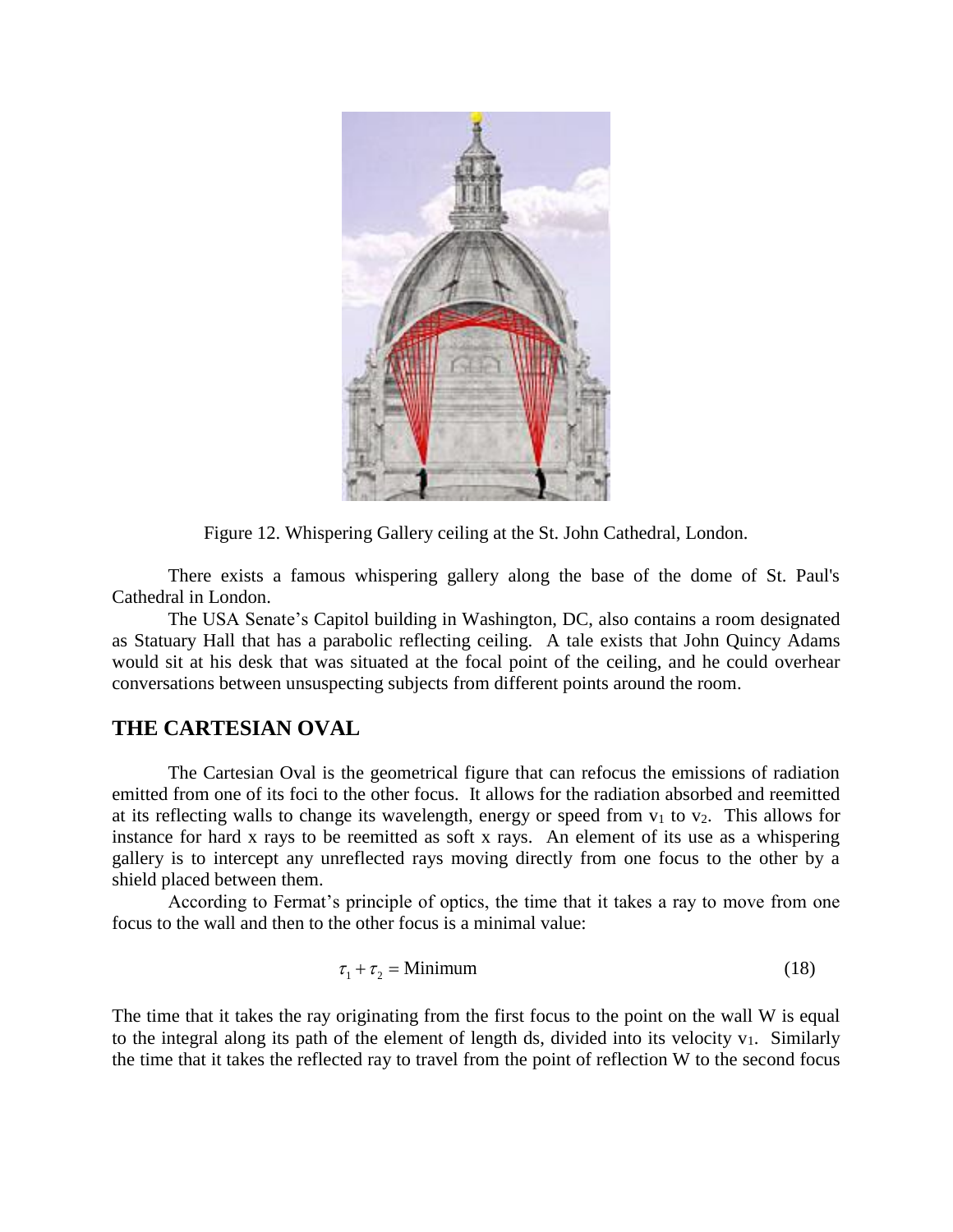Figure 12. Whispering Gallery ceiling at the St. John Cathedral, London.

There exists a famous whispering gallery along the base of the dome of St. Paul's Cathedral in London.

The USA Senate's Capitol building in Washington, DC, also contains a room designated as Statuary Hall that has a parabolic reflecting ceiling. A tale exists that John Quincy Adams would sit at his desk that was situated at the focal point of the ceiling, and he could overhear conversations between unsuspecting subjects from different points around the room.

## THE CARTESIAN OVAL

The Cartesian Oval is the geometrical figure that can refocus the emissions of radiation emitted from one of its foci to the other focus. It allows for the radiation absorbed and reemitted at its reflecting walls to change its wavelength, energy or speed from $v_1$ to $v_2$. This allows for instance for hard x rays to be reemitted as soft x rays. An element of its use as a whispering gallery is to intercept any unreflected rays moving directly from one focus to the other by a shield placed between them.

According to Fermat's principle of optics, the time that it takes a ray to move from one focus to the wall and then to the other focus is a minimal value:

$$\tau_1 + \tau_2 = \text{Minimum} \tag{18}$$

The time that it takes the ray originating from the first focus to the point on the wall W is equal to the integral along its path of the element of length ds, divided into its velocity $v_1$. Similarly the time that it takes the reflected ray to travel from the point of reflection W to the second focus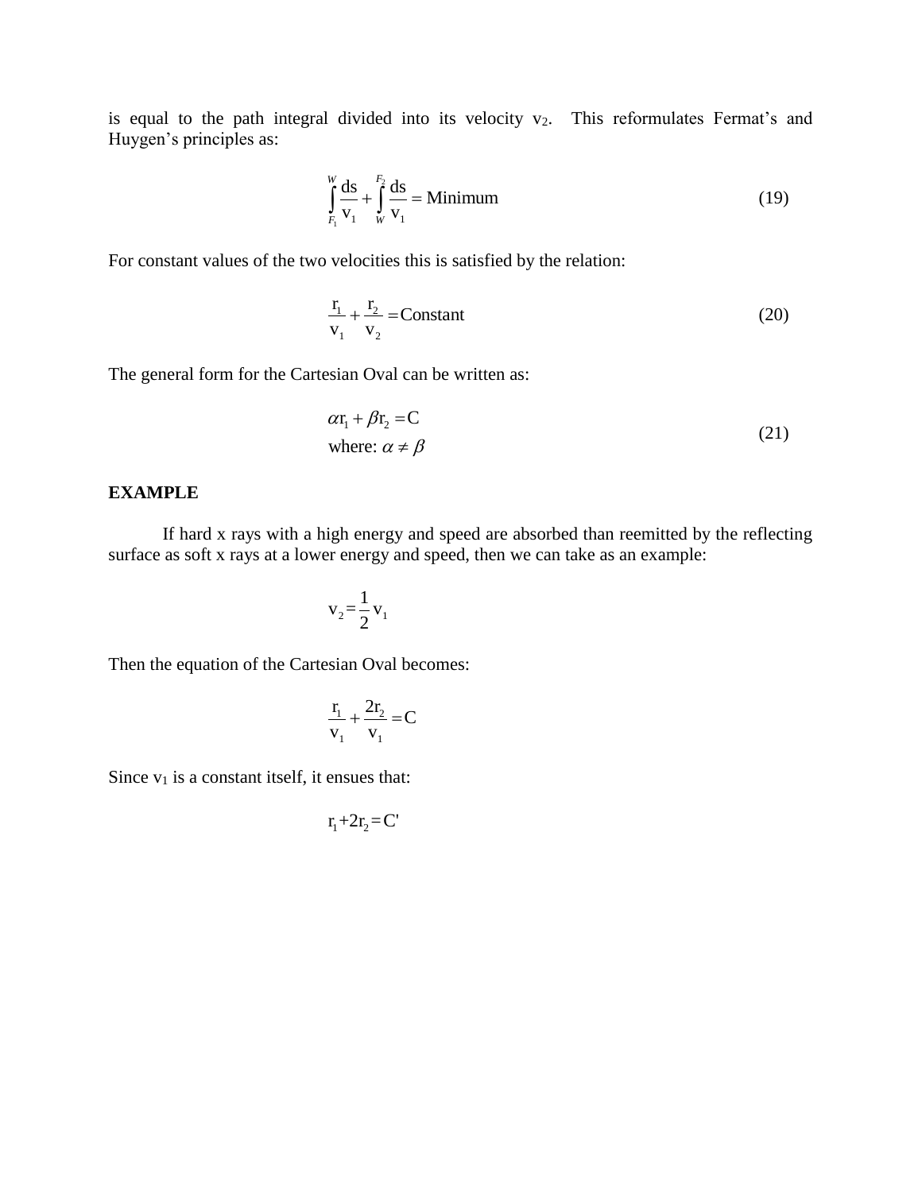is equal to the path integral divided into its velocity $v_2$. This reformulates Fermat's and Huygen's principles as:

$$\int_{F_1}^{W} \frac{ds}{v_1} + \int_{W}^{F_2} \frac{ds}{v_1} = \text{Minimum} \tag{19}$$

For constant values of the two velocities this is satisfied by the relation:

$$\frac{r_1}{v_1} + \frac{r_2}{v_2} = \text{Constant} \tag{20}$$

The general form for the Cartesian Oval can be written as:

$$\begin{aligned} &\alpha r_1 + \beta r_2 = C \\ &\text{where: } \alpha \neq \beta \end{aligned} \tag{21}$$

**EXAMPLE**

If hard x rays with a high energy and speed are absorbed than reemitted by the reflecting surface as soft x rays at a lower energy and speed, then we can take as an example:

$$v_2 = \frac{1}{2} v_1$$

Then the equation of the Cartesian Oval becomes:

$$\frac{r_1}{v_1} + \frac{2r_2}{v_1} = C$$

Since $v_1$ is a constant itself, it ensues that:

$$r_1 + 2r_2 = C'$$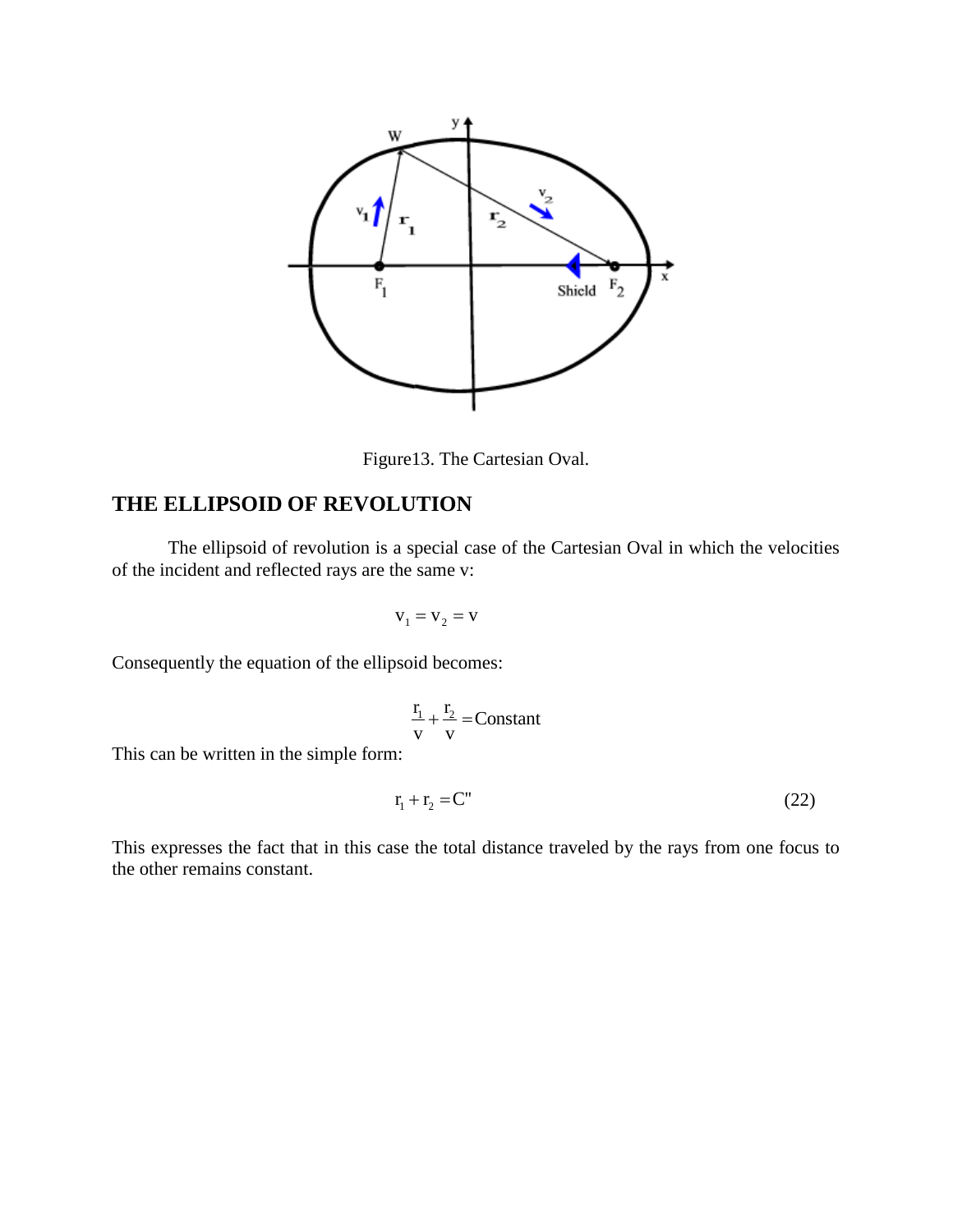Figure13. The Cartesian Oval.

## THE ELLIPSOID OF REVOLUTION

The ellipsoid of revolution is a special case of the Cartesian Oval in which the velocities of the incident and reflected rays are the same v:

$$v_1 = v_2 = v$$

Consequently the equation of the ellipsoid becomes:

$$\frac{r_1}{v} + \frac{r_2}{v} = \text{Constant}$$

This can be written in the simple form:

$$r_1 + r_2 = C'' \tag{22}$$

This expresses the fact that in this case the total distance traveled by the rays from one focus to the other remains constant.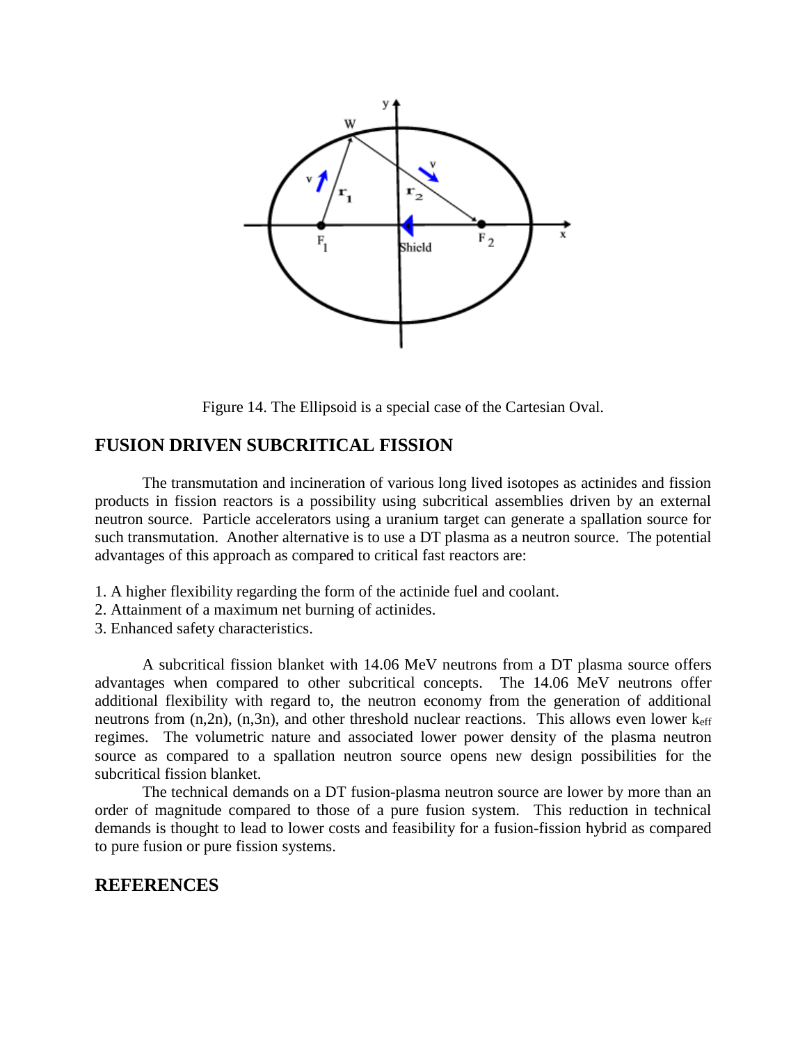Figure 14. The Ellipsoid is a special case of the Cartesian Oval.

## FUSION DRIVEN SUBCRITICAL FISSION

The transmutation and incineration of various long lived isotopes as actinides and fission products in fission reactors is a possibility using subcritical assemblies driven by an external neutron source. Particle accelerators using a uranium target can generate a spallation source for such transmutation. Another alternative is to use a DT plasma as a neutron source. The potential advantages of this approach as compared to critical fast reactors are:

1. A higher flexibility regarding the form of the actinide fuel and coolant.
2. Attainment of a maximum net burning of actinides.
3. Enhanced safety characteristics.

A subcritical fission blanket with 14.06 MeV neutrons from a DT plasma source offers advantages when compared to other subcritical concepts. The 14.06 MeV neutrons offer additional flexibility with regard to, the neutron economy from the generation of additional neutrons from (n,2n), (n,3n), and other threshold nuclear reactions. This allows even lower $k_{eff}$ regimes. The volumetric nature and associated lower power density of the plasma neutron source as compared to a spallation neutron source opens new design possibilities for the subcritical fission blanket.

The technical demands on a DT fusion-plasma neutron source are lower by more than an order of magnitude compared to those of a pure fusion system. This reduction in technical demands is thought to lead to lower costs and feasibility for a fusion-fission hybrid as compared to pure fusion or pure fission systems.

## REFERENCES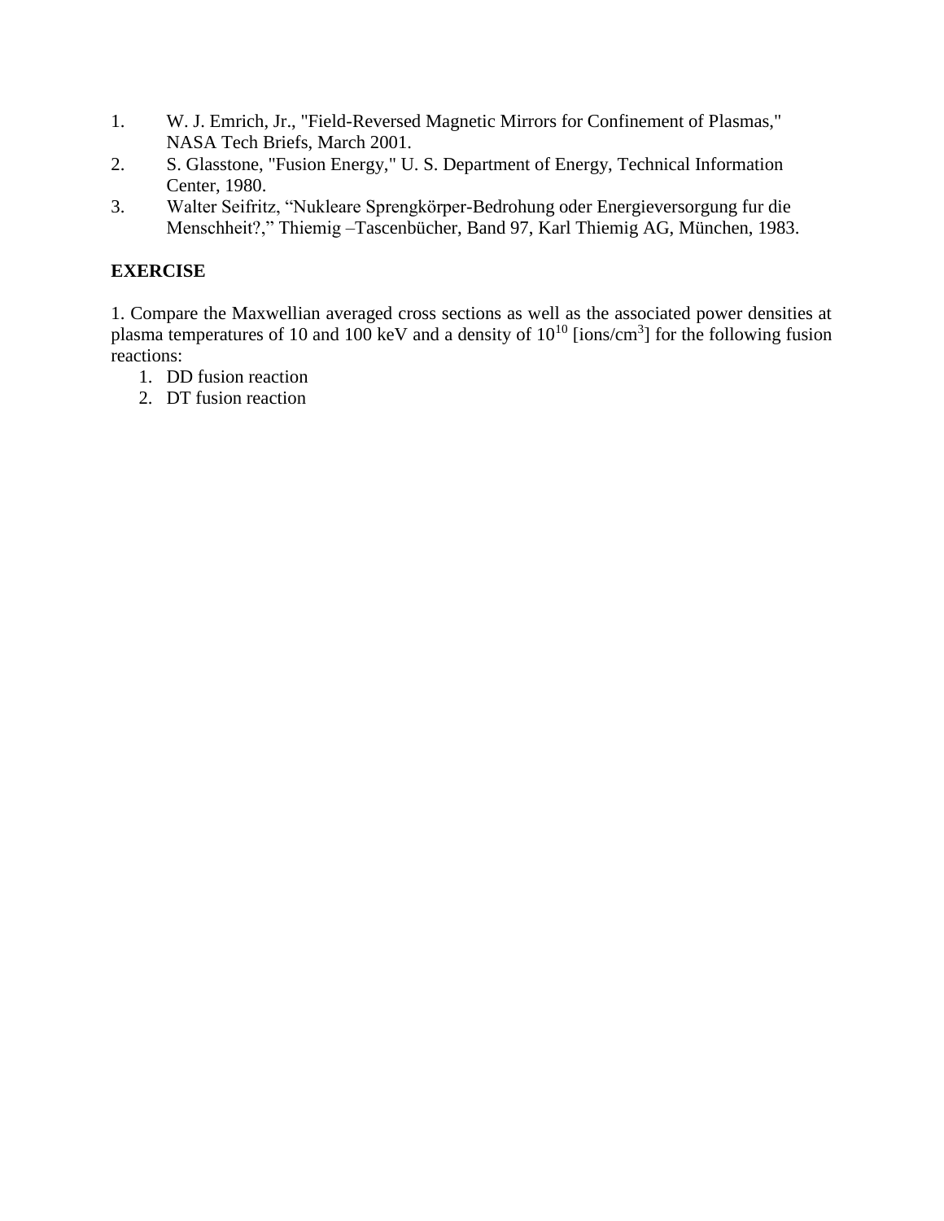1. W. J. Emrich, Jr., "Field-Reversed Magnetic Mirrors for Confinement of Plasmas," NASA Tech Briefs, March 2001.
2. S. Glasstone, "Fusion Energy," U. S. Department of Energy, Technical Information Center, 1980.
3. Walter Seifritz, "Nukleare Sprengkörper-Bedrohung oder Energieversorgung fur die Menschheit?," Thiemig –Tascenbücher, Band 97, Karl Thiemig AG, München, 1983.

**EXERCISE**

1. Compare the Maxwellian averaged cross sections as well as the associated power densities at plasma temperatures of 10 and 100 keV and a density of $10^{10}$ [ions/cm$^3$] for the following fusion reactions:
   1. DD fusion reaction
   2. DT fusion reaction